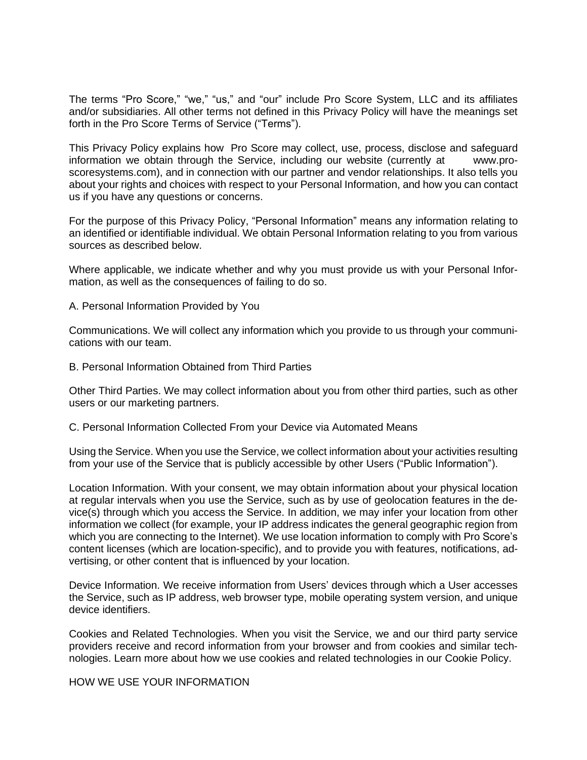The terms "Pro Score," "we," "us," and "our" include Pro Score System, LLC and its affiliates and/or subsidiaries. All other terms not defined in this Privacy Policy will have the meanings set forth in the Pro Score Terms of Service ("Terms").

This Privacy Policy explains how Pro Score may collect, use, process, disclose and safeguard information we obtain through the Service, including our website (currently at www.pro-scoresystems.com), and in connection with our partner and vendor relationships. It also tells you about your rights and choices with respect to your Personal Information, and how you can contact us if you have any questions or concerns.

For the purpose of this Privacy Policy, "Personal Information" means any information relating to an identified or identifiable individual. We obtain Personal Information relating to you from various sources as described below.

Where applicable, we indicate whether and why you must provide us with your Personal Information, as well as the consequences of failing to do so.

A. Personal Information Provided by You

Communications. We will collect any information which you provide to us through your communications with our team.

B. Personal Information Obtained from Third Parties

Other Third Parties. We may collect information about you from other third parties, such as other users or our marketing partners.

C. Personal Information Collected From your Device via Automated Means

Using the Service. When you use the Service, we collect information about your activities resulting from your use of the Service that is publicly accessible by other Users ("Public Information").

Location Information. With your consent, we may obtain information about your physical location at regular intervals when you use the Service, such as by use of geolocation features in the device(s) through which you access the Service. In addition, we may infer your location from other information we collect (for example, your IP address indicates the general geographic region from which you are connecting to the Internet). We use location information to comply with Pro Score's content licenses (which are location-specific), and to provide you with features, notifications, advertising, or other content that is influenced by your location.

Device Information. We receive information from Users' devices through which a User accesses the Service, such as IP address, web browser type, mobile operating system version, and unique device identifiers.

Cookies and Related Technologies. When you visit the Service, we and our third party service providers receive and record information from your browser and from cookies and similar technologies. Learn more about how we use cookies and related technologies in our Cookie Policy.

HOW WE USE YOUR INFORMATION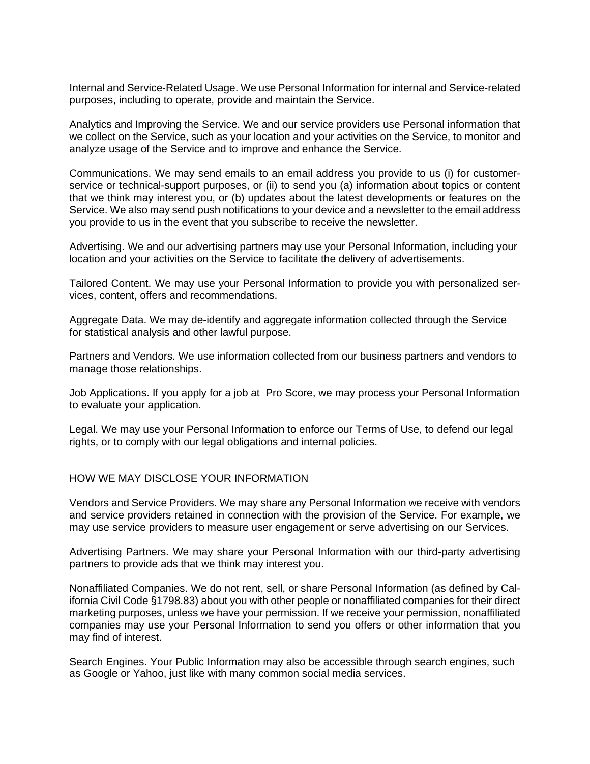Internal and Service-Related Usage. We use Personal Information for internal and Service-related purposes, including to operate, provide and maintain the Service.

Analytics and Improving the Service. We and our service providers use Personal information that we collect on the Service, such as your location and your activities on the Service, to monitor and analyze usage of the Service and to improve and enhance the Service.

Communications. We may send emails to an email address you provide to us (i) for customer-service or technical-support purposes, or (ii) to send you (a) information about topics or content that we think may interest you, or (b) updates about the latest developments or features on the Service. We also may send push notifications to your device and a newsletter to the email address you provide to us in the event that you subscribe to receive the newsletter.

Advertising. We and our advertising partners may use your Personal Information, including your location and your activities on the Service to facilitate the delivery of advertisements.

Tailored Content. We may use your Personal Information to provide you with personalized services, content, offers and recommendations.

Aggregate Data. We may de-identify and aggregate information collected through the Service for statistical analysis and other lawful purpose.

Partners and Vendors. We use information collected from our business partners and vendors to manage those relationships.

Job Applications. If you apply for a job at Pro Score, we may process your Personal Information to evaluate your application.

Legal. We may use your Personal Information to enforce our Terms of Use, to defend our legal rights, or to comply with our legal obligations and internal policies.

## HOW WE MAY DISCLOSE YOUR INFORMATION

Vendors and Service Providers. We may share any Personal Information we receive with vendors and service providers retained in connection with the provision of the Service. For example, we may use service providers to measure user engagement or serve advertising on our Services.

Advertising Partners. We may share your Personal Information with our third-party advertising partners to provide ads that we think may interest you.

Nonaffiliated Companies. We do not rent, sell, or share Personal Information (as defined by California Civil Code §1798.83) about you with other people or nonaffiliated companies for their direct marketing purposes, unless we have your permission. If we receive your permission, nonaffiliated companies may use your Personal Information to send you offers or other information that you may find of interest.

Search Engines. Your Public Information may also be accessible through search engines, such as Google or Yahoo, just like with many common social media services.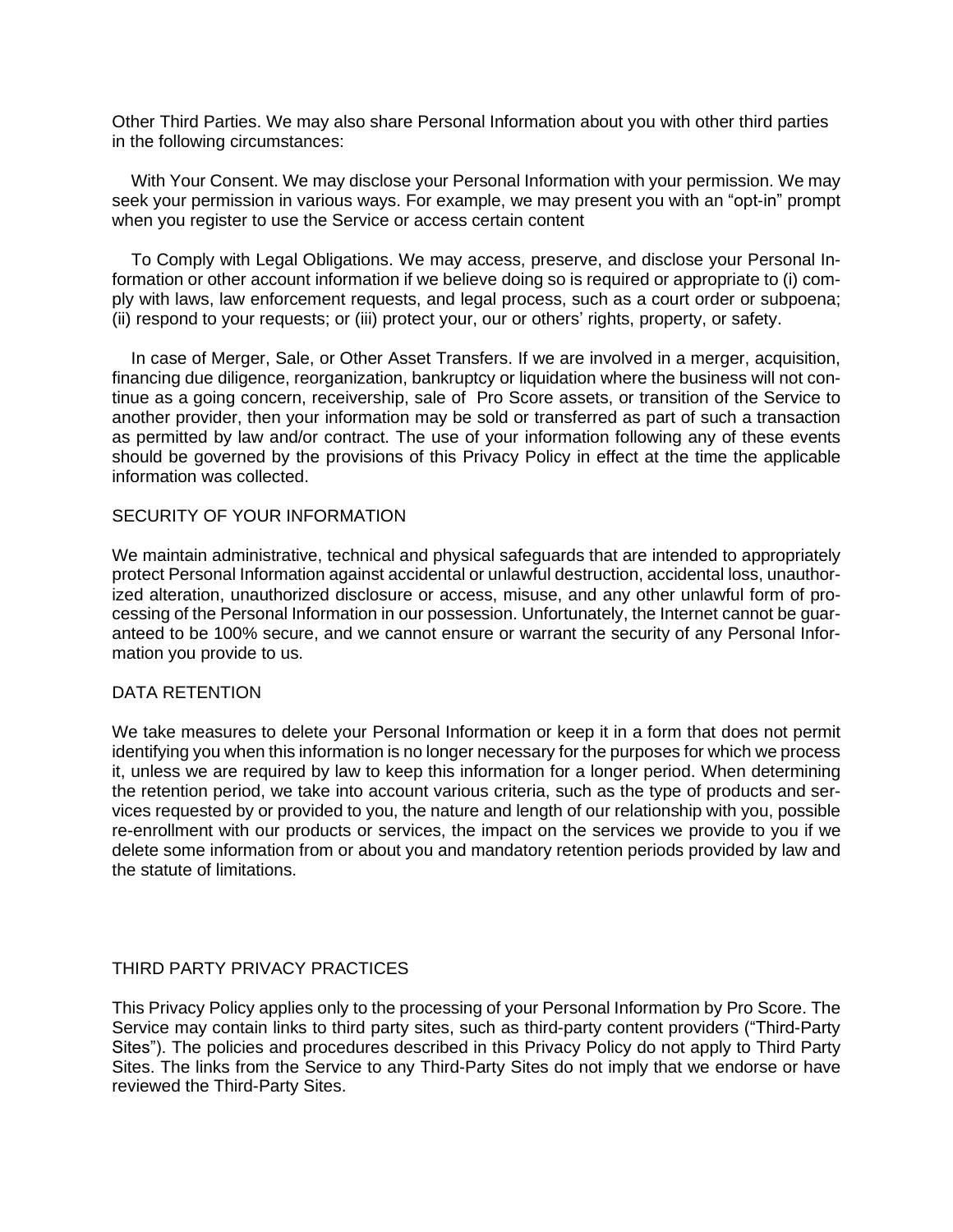Other Third Parties. We may also share Personal Information about you with other third parties in the following circumstances:

With Your Consent. We may disclose your Personal Information with your permission. We may seek your permission in various ways. For example, we may present you with an "opt-in" prompt when you register to use the Service or access certain content

To Comply with Legal Obligations. We may access, preserve, and disclose your Personal Information or other account information if we believe doing so is required or appropriate to (i) comply with laws, law enforcement requests, and legal process, such as a court order or subpoena; (ii) respond to your requests; or (iii) protect your, our or others' rights, property, or safety.

In case of Merger, Sale, or Other Asset Transfers. If we are involved in a merger, acquisition, financing due diligence, reorganization, bankruptcy or liquidation where the business will not continue as a going concern, receivership, sale of Pro Score assets, or transition of the Service to another provider, then your information may be sold or transferred as part of such a transaction as permitted by law and/or contract. The use of your information following any of these events should be governed by the provisions of this Privacy Policy in effect at the time the applicable information was collected.

## SECURITY OF YOUR INFORMATION

We maintain administrative, technical and physical safeguards that are intended to appropriately protect Personal Information against accidental or unlawful destruction, accidental loss, unauthorized alteration, unauthorized disclosure or access, misuse, and any other unlawful form of processing of the Personal Information in our possession. Unfortunately, the Internet cannot be guaranteed to be 100% secure, and we cannot ensure or warrant the security of any Personal Information you provide to us.

## DATA RETENTION

We take measures to delete your Personal Information or keep it in a form that does not permit identifying you when this information is no longer necessary for the purposes for which we process it, unless we are required by law to keep this information for a longer period. When determining the retention period, we take into account various criteria, such as the type of products and services requested by or provided to you, the nature and length of our relationship with you, possible re-enrollment with our products or services, the impact on the services we provide to you if we delete some information from or about you and mandatory retention periods provided by law and the statute of limitations.

## THIRD PARTY PRIVACY PRACTICES

This Privacy Policy applies only to the processing of your Personal Information by Pro Score. The Service may contain links to third party sites, such as third-party content providers ("Third-Party Sites"). The policies and procedures described in this Privacy Policy do not apply to Third Party Sites. The links from the Service to any Third-Party Sites do not imply that we endorse or have reviewed the Third-Party Sites.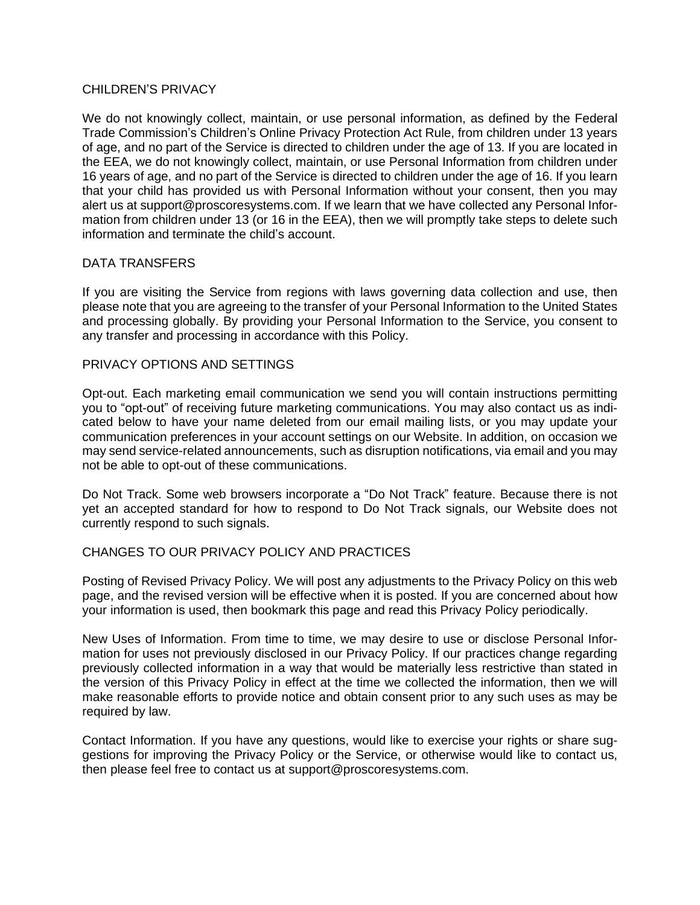## CHILDREN'S PRIVACY

We do not knowingly collect, maintain, or use personal information, as defined by the Federal Trade Commission's Children's Online Privacy Protection Act Rule, from children under 13 years of age, and no part of the Service is directed to children under the age of 13. If you are located in the EEA, we do not knowingly collect, maintain, or use Personal Information from children under 16 years of age, and no part of the Service is directed to children under the age of 16. If you learn that your child has provided us with Personal Information without your consent, then you may alert us at support@proscoresystems.com. If we learn that we have collected any Personal Information from children under 13 (or 16 in the EEA), then we will promptly take steps to delete such information and terminate the child's account.

## DATA TRANSFERS

If you are visiting the Service from regions with laws governing data collection and use, then please note that you are agreeing to the transfer of your Personal Information to the United States and processing globally. By providing your Personal Information to the Service, you consent to any transfer and processing in accordance with this Policy.

## PRIVACY OPTIONS AND SETTINGS

Opt-out. Each marketing email communication we send you will contain instructions permitting you to "opt-out" of receiving future marketing communications. You may also contact us as indicated below to have your name deleted from our email mailing lists, or you may update your communication preferences in your account settings on our Website. In addition, on occasion we may send service-related announcements, such as disruption notifications, via email and you may not be able to opt-out of these communications.

Do Not Track. Some web browsers incorporate a "Do Not Track" feature. Because there is not yet an accepted standard for how to respond to Do Not Track signals, our Website does not currently respond to such signals.

## CHANGES TO OUR PRIVACY POLICY AND PRACTICES

Posting of Revised Privacy Policy. We will post any adjustments to the Privacy Policy on this web page, and the revised version will be effective when it is posted. If you are concerned about how your information is used, then bookmark this page and read this Privacy Policy periodically.

New Uses of Information. From time to time, we may desire to use or disclose Personal Information for uses not previously disclosed in our Privacy Policy. If our practices change regarding previously collected information in a way that would be materially less restrictive than stated in the version of this Privacy Policy in effect at the time we collected the information, then we will make reasonable efforts to provide notice and obtain consent prior to any such uses as may be required by law.

Contact Information. If you have any questions, would like to exercise your rights or share suggestions for improving the Privacy Policy or the Service, or otherwise would like to contact us, then please feel free to contact us at support@proscoresystems.com.